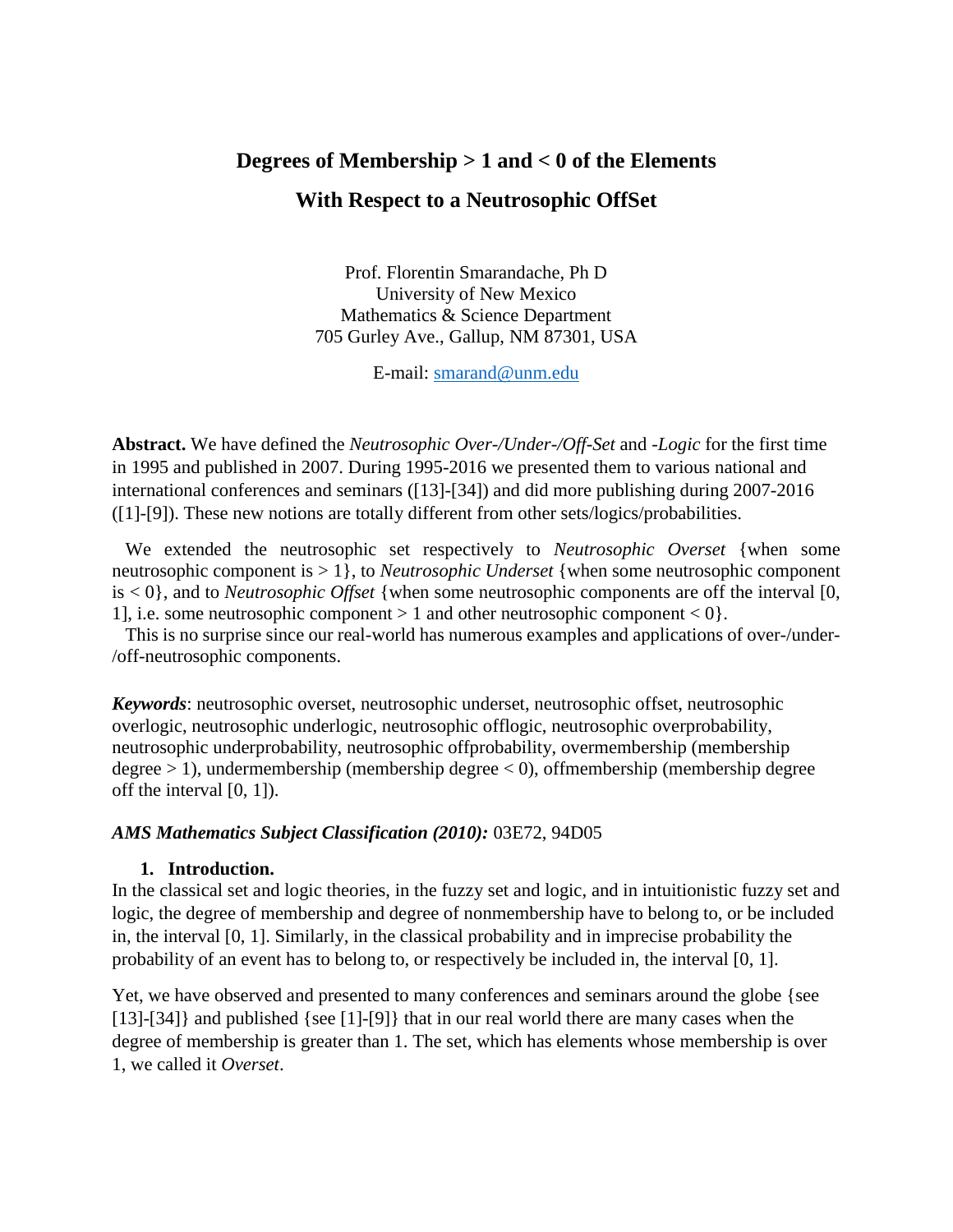# Degrees of Membership > 1 and < 0 of the Elements With Respect to a Neutrosophic OffSet

Prof. Florentin Smarandache, Ph D
University of New Mexico
Mathematics & Science Department
705 Gurley Ave., Gallup, NM 87301, USA

E-mail: smarand@unm.edu

**Abstract.** We have defined the *Neutrosophic Over-/Under-/Off-Set* and *-Logic* for the first time in 1995 and published in 2007. During 1995-2016 we presented them to various national and international conferences and seminars ([13]-[34]) and did more publishing during 2007-2016 ([1]-[9]). These new notions are totally different from other sets/logics/probabilities.

We extended the neutrosophic set respectively to *Neutrosophic Overset* {when some neutrosophic component is > 1}, to *Neutrosophic Underset* {when some neutrosophic component is < 0}, and to *Neutrosophic Offset* {when some neutrosophic components are off the interval [0, 1], i.e. some neutrosophic component > 1 and other neutrosophic component < 0}.

This is no surprise since our real-world has numerous examples and applications of over-/under-/off-neutrosophic components.

***Keywords***: neutrosophic overset, neutrosophic underset, neutrosophic offset, neutrosophic overlogic, neutrosophic underlogic, neutrosophic offlogic, neutrosophic overprobability, neutrosophic underprobability, neutrosophic offprobability, overmembership (membership degree > 1), undermembership (membership degree < 0), offmembership (membership degree off the interval [0, 1]).

***AMS Mathematics Subject Classification (2010):*** 03E72, 94D05

## 1. Introduction.

In the classical set and logic theories, in the fuzzy set and logic, and in intuitionistic fuzzy set and logic, the degree of membership and degree of nonmembership have to belong to, or be included in, the interval [0, 1]. Similarly, in the classical probability and in imprecise probability the probability of an event has to belong to, or respectively be included in, the interval [0, 1].

Yet, we have observed and presented to many conferences and seminars around the globe {see [13]-[34]} and published {see [1]-[9]} that in our real world there are many cases when the degree of membership is greater than 1. The set, which has elements whose membership is over 1, we called it *Overset*.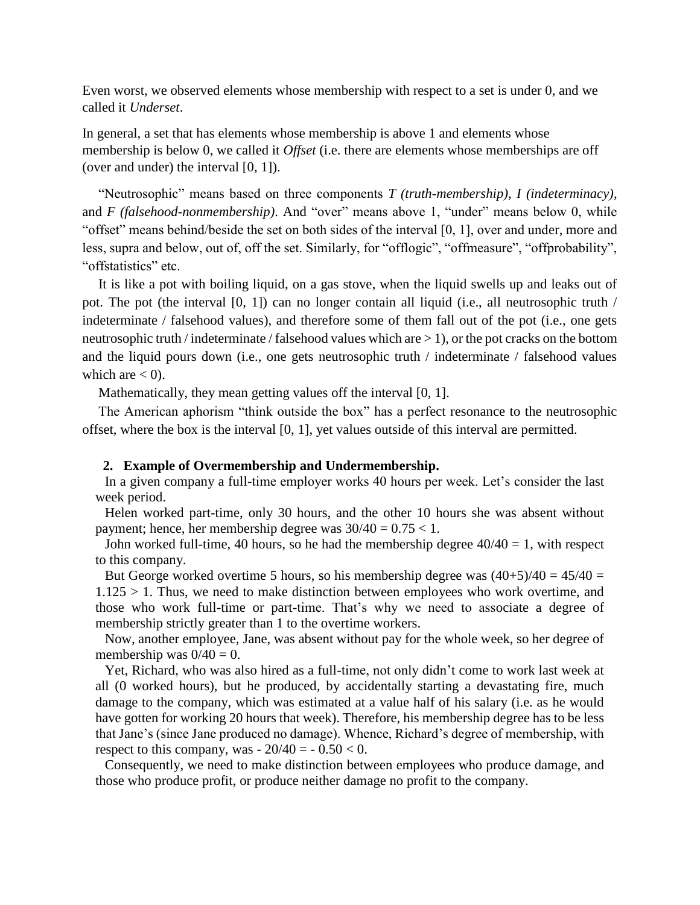Even worst, we observed elements whose membership with respect to a set is under 0, and we called it *Underset*.

In general, a set that has elements whose membership is above 1 and elements whose membership is below 0, we called it *Offset* (i.e. there are elements whose memberships are off (over and under) the interval [0, 1]).

"Neutrosophic" means based on three components *T (truth-membership)*, *I (indeterminacy)*, and *F (falsehood-nonmembership)*. And "over" means above 1, "under" means below 0, while "offset" means behind/beside the set on both sides of the interval [0, 1], over and under, more and less, supra and below, out of, off the set. Similarly, for "offlogic", "offmeasure", "offprobability", "offstatistics" etc.

It is like a pot with boiling liquid, on a gas stove, when the liquid swells up and leaks out of pot. The pot (the interval [0, 1]) can no longer contain all liquid (i.e., all neutrosophic truth / indeterminate / falsehood values), and therefore some of them fall out of the pot (i.e., one gets neutrosophic truth / indeterminate / falsehood values which are $> 1$), or the pot cracks on the bottom and the liquid pours down (i.e., one gets neutrosophic truth / indeterminate / falsehood values which are $< 0$).

Mathematically, they mean getting values off the interval [0, 1].

The American aphorism "think outside the box" has a perfect resonance to the neutrosophic offset, where the box is the interval [0, 1], yet values outside of this interval are permitted.

## 2. Example of Overmembership and Undermembership.

In a given company a full-time employer works 40 hours per week. Let's consider the last week period.

Helen worked part-time, only 30 hours, and the other 10 hours she was absent without payment; hence, her membership degree was $30/40 = 0.75 < 1$.

John worked full-time, 40 hours, so he had the membership degree $40/40 = 1$, with respect to this company.

But George worked overtime 5 hours, so his membership degree was $(40+5)/40 = 45/40 = 1.125 > 1$. Thus, we need to make distinction between employees who work overtime, and those who work full-time or part-time. That's why we need to associate a degree of membership strictly greater than 1 to the overtime workers.

Now, another employee, Jane, was absent without pay for the whole week, so her degree of membership was $0/40 = 0$.

Yet, Richard, who was also hired as a full-time, not only didn't come to work last week at all (0 worked hours), but he produced, by accidentally starting a devastating fire, much damage to the company, which was estimated at a value half of his salary (i.e. as he would have gotten for working 20 hours that week). Therefore, his membership degree has to be less that Jane's (since Jane produced no damage). Whence, Richard's degree of membership, with respect to this company, was $- 20/40 = - 0.50 < 0$.

Consequently, we need to make distinction between employees who produce damage, and those who produce profit, or produce neither damage no profit to the company.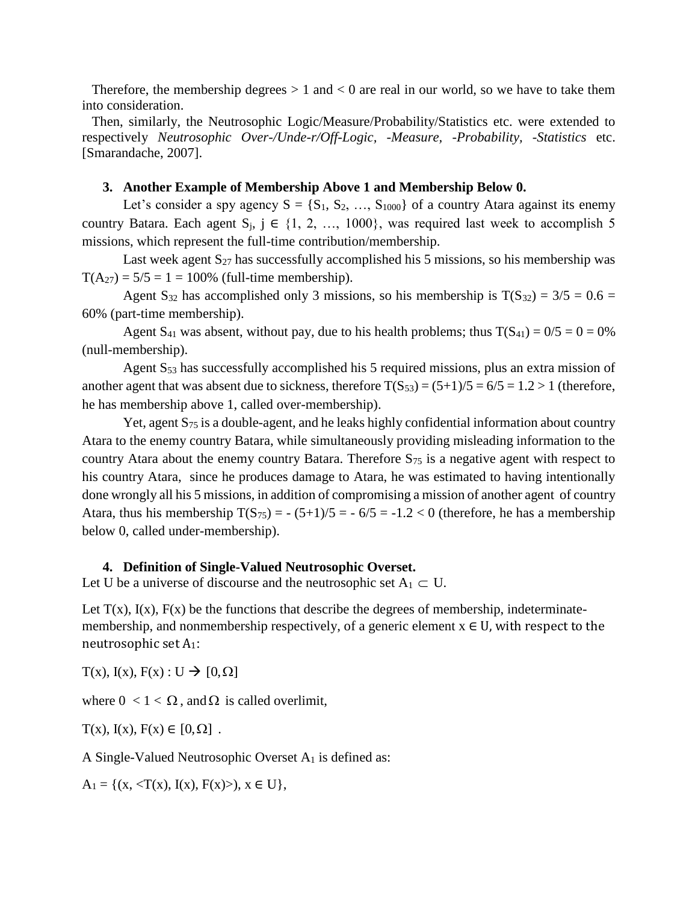Therefore, the membership degrees > 1 and < 0 are real in our world, so we have to take them into consideration.

Then, similarly, the Neutrosophic Logic/Measure/Probability/Statistics etc. were extended to respectively *Neutrosophic Over-/Unde-r/Off-Logic, -Measure, -Probability, -Statistics* etc. [Smarandache, 2007].

### 3. Another Example of Membership Above 1 and Membership Below 0.

Let's consider a spy agency $S = \{S_1, S_2, \ldots, S_{1000}\}$ of a country Atara against its enemy country Batara. Each agent $S_j$, $j \in \{1, 2, \ldots, 1000\}$, was required last week to accomplish 5 missions, which represent the full-time contribution/membership.

Last week agent $S_{27}$ has successfully accomplished his 5 missions, so his membership was $T(A_{27}) = 5/5 = 1 = 100\%$ (full-time membership).

Agent $S_{32}$ has accomplished only 3 missions, so his membership is $T(S_{32}) = 3/5 = 0.6 = 60\%$ (part-time membership).

Agent $S_{41}$ was absent, without pay, due to his health problems; thus $T(S_{41}) = 0/5 = 0 = 0\%$ (null-membership).

Agent $S_{53}$ has successfully accomplished his 5 required missions, plus an extra mission of another agent that was absent due to sickness, therefore $T(S_{53}) = (5+1)/5 = 6/5 = 1.2 > 1$ (therefore, he has membership above 1, called over-membership).

Yet, agent $S_{75}$ is a double-agent, and he leaks highly confidential information about country Atara to the enemy country Batara, while simultaneously providing misleading information to the country Atara about the enemy country Batara. Therefore $S_{75}$ is a negative agent with respect to his country Atara, since he produces damage to Atara, he was estimated to having intentionally done wrongly all his 5 missions, in addition of compromising a mission of another agent of country Atara, thus his membership $T(S_{75}) = -(5+1)/5 = -6/5 = -1.2 < 0$ (therefore, he has a membership below 0, called under-membership).

### 4. Definition of Single-Valued Neutrosophic Overset.

Let U be a universe of discourse and the neutrosophic set $A_1 \subset U$.

Let $T(x)$, $I(x)$, $F(x)$ be the functions that describe the degrees of membership, indeterminate-membership, and nonmembership respectively, of a generic element $x \in U$, with respect to the neutrosophic set $A_1$:

$T(x), I(x), F(x) : U \rightarrow [0, \Omega]$

where $0 < 1 < \Omega$, and $\Omega$ is called overlimit,

$T(x), I(x), F(x) \in [0, \Omega]$ .

A Single-Valued Neutrosophic Overset $A_1$ is defined as:

$A_1 = \{(x, <T(x), I(x), F(x)>), x \in U\}$,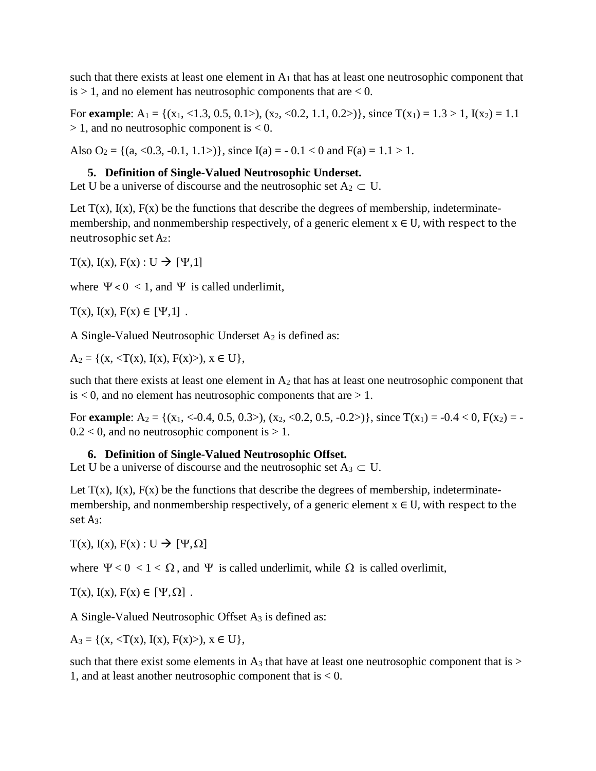such that there exists at least one element in $A_1$ that has at least one neutrosophic component that is > 1, and no element has neutrosophic components that are < 0.

For **example**: $A_1 = \{(x_1, <1.3, 0.5, 0.1>), (x_2, <0.2, 1.1, 0.2>)\}$, since $T(x_1) = 1.3 > 1$, $I(x_2) = 1.1 > 1$, and no neutrosophic component is < 0.

Also $O_2 = \{(a, <0.3, -0.1, 1.1>)\}$, since $I(a) = -0.1 < 0$ and $F(a) = 1.1 > 1$.

**5. Definition of Single-Valued Neutrosophic Underset.**

Let U be a universe of discourse and the neutrosophic set $A_2 \subset U$.

Let T(x), I(x), F(x) be the functions that describe the degrees of membership, indeterminate-membership, and nonmembership respectively, of a generic element $x \in U$, with respect to the neutrosophic set $A_2$:

$T(x), I(x), F(x) : U \rightarrow [\Psi,1]$

where $\Psi < 0 < 1$, and $\Psi$ is called underlimit,

$T(x), I(x), F(x) \in [\Psi,1]$ .

A Single-Valued Neutrosophic Underset $A_2$ is defined as:

$A_2 = \{(x, <T(x), I(x), F(x)>), x \in U\}$,

such that there exists at least one element in $A_2$ that has at least one neutrosophic component that is < 0, and no element has neutrosophic components that are > 1.

For **example**: $A_2 = \{(x_1, <-0.4, 0.5, 0.3>), (x_2, <0.2, 0.5, -0.2>)\}$, since $T(x_1) = -0.4 < 0$, $F(x_2) = -0.2 < 0$, and no neutrosophic component is > 1.

**6. Definition of Single-Valued Neutrosophic Offset.**

Let U be a universe of discourse and the neutrosophic set $A_3 \subset U$.

Let T(x), I(x), F(x) be the functions that describe the degrees of membership, indeterminate-membership, and nonmembership respectively, of a generic element $x \in U$, with respect to the set $A_3$:

$T(x), I(x), F(x) : U \rightarrow [\Psi,\Omega]$

where $\Psi < 0 < 1 < \Omega$, and $\Psi$ is called underlimit, while $\Omega$ is called overlimit,

$T(x), I(x), F(x) \in [\Psi,\Omega]$ .

A Single-Valued Neutrosophic Offset $A_3$ is defined as:

$A_3 = \{(x, <T(x), I(x), F(x)>), x \in U\}$,

such that there exist some elements in $A_3$ that have at least one neutrosophic component that is > 1, and at least another neutrosophic component that is < 0.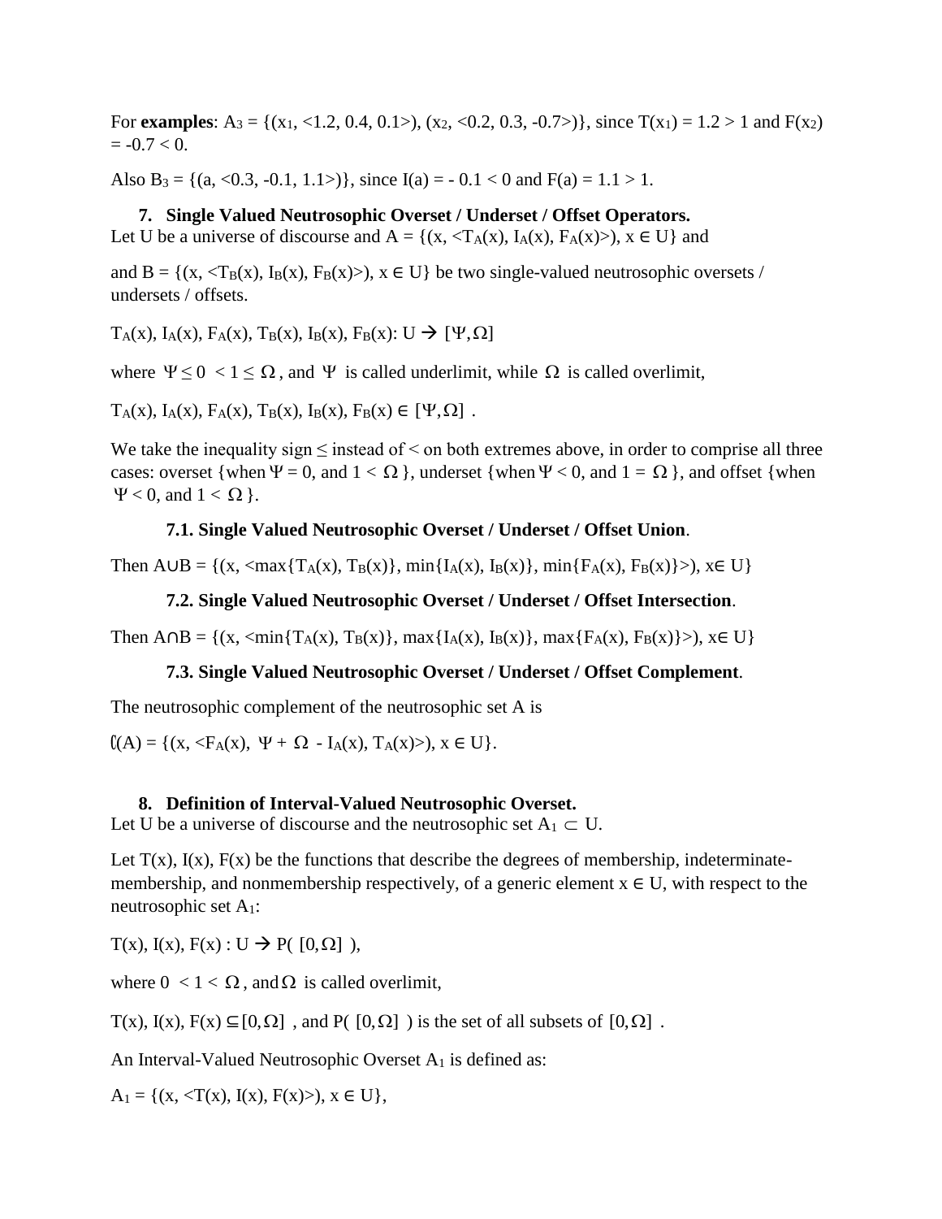For **examples**: $A_3 = \{(x_1, <1.2, 0.4, 0.1>), (x_2, <0.2, 0.3, -0.7>)\}$, since $T(x_1) = 1.2 > 1$ and $F(x_2) = -0.7 < 0$.

Also $B_3 = \{(a, <0.3, -0.1, 1.1>)\}$, since $I(a) = -0.1 < 0$ and $F(a) = 1.1 > 1$.

### 7. Single Valued Neutrosophic Overset / Underset / Offset Operators.

Let U be a universe of discourse and $A = \{(x, <T_A(x), I_A(x), F_A(x)>), x \in U\}$ and

and $B = \{(x, <T_B(x), I_B(x), F_B(x)>), x \in U\}$ be two single-valued neutrosophic oversets / undersets / offsets.

$T_A(x), I_A(x), F_A(x), T_B(x), I_B(x), F_B(x): U \rightarrow [\Psi, \Omega]$

where $\Psi \leq 0 < 1 \leq \Omega$, and $\Psi$ is called underlimit, while $\Omega$ is called overlimit,

$T_A(x), I_A(x), F_A(x), T_B(x), I_B(x), F_B(x) \in [\Psi, \Omega]$.

We take the inequality sign $\leq$ instead of $<$ on both extremes above, in order to comprise all three cases: overset {when $\Psi = 0$, and $1 < \Omega$}, underset {when $\Psi < 0$, and $1 = \Omega$}, and offset {when $\Psi < 0$, and $1 < \Omega$}.

#### 7.1. Single Valued Neutrosophic Overset / Underset / Offset Union.

Then $A \cup B = \{(x, <\max\{T_A(x), T_B(x)\}, \min\{I_A(x), I_B(x)\}, \min\{F_A(x), F_B(x)\}>), x \in U\}$

#### 7.2. Single Valued Neutrosophic Overset / Underset / Offset Intersection.

Then $A \cap B = \{(x, <\min\{T_A(x), T_B(x)\}, \max\{I_A(x), I_B(x)\}, \max\{F_A(x), F_B(x)\}>), x \in U\}$

#### 7.3. Single Valued Neutrosophic Overset / Underset / Offset Complement.

The neutrosophic complement of the neutrosophic set A is

$C(A) = \{(x, <F_A(x), \Psi + \Omega - I_A(x), T_A(x)>), x \in U\}$.

### 8. Definition of Interval-Valued Neutrosophic Overset.

Let U be a universe of discourse and the neutrosophic set $A_1 \subset U$.

Let $T(x), I(x), F(x)$ be the functions that describe the degrees of membership, indeterminate-membership, and nonmembership respectively, of a generic element $x \in U$, with respect to the neutrosophic set $A_1$:

$T(x), I(x), F(x) : U \rightarrow P([0, \Omega])$,

where $0 < 1 < \Omega$, and $\Omega$ is called overlimit,

$T(x), I(x), F(x) \subseteq [0, \Omega]$, and $P([0, \Omega])$ is the set of all subsets of $[0, \Omega]$.

An Interval-Valued Neutrosophic Overset $A_1$ is defined as:

$A_1 = \{(x, <T(x), I(x), F(x)>), x \in U\}$,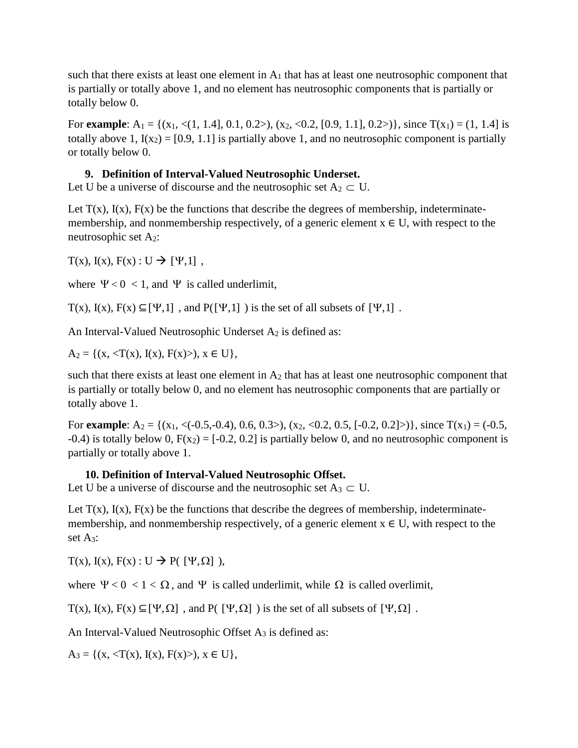such that there exists at least one element in $A_1$ that has at least one neutrosophic component that is partially or totally above 1, and no element has neutrosophic components that is partially or totally below 0.

For **example**: $A_1 = \{(x_1, <(1, 1.4], 0.1, 0.2>), (x_2, <0.2, [0.9, 1.1], 0.2>)\}$, since $T(x_1) = (1, 1.4]$ is totally above 1, $I(x_2) = [0.9, 1.1]$ is partially above 1, and no neutrosophic component is partially or totally below 0.

**9. Definition of Interval-Valued Neutrosophic Underset.**

Let U be a universe of discourse and the neutrosophic set $A_2 \subset U$.

Let $T(x)$, $I(x)$, $F(x)$ be the functions that describe the degrees of membership, indeterminate-membership, and nonmembership respectively, of a generic element $x \in U$, with respect to the neutrosophic set $A_2$:

$T(x), I(x), F(x) : U \rightarrow [\Psi,1]$ ,

where $\Psi < 0 < 1$, and $\Psi$ is called underlimit,

$T(x), I(x), F(x) \subseteq [\Psi,1]$ , and $P([\Psi,1])$ is the set of all subsets of $[\Psi,1]$ .

An Interval-Valued Neutrosophic Underset $A_2$ is defined as:

$A_2 = \{(x, <T(x), I(x), F(x)>), x \in U\}$,

such that there exists at least one element in $A_2$ that has at least one neutrosophic component that is partially or totally below 0, and no element has neutrosophic components that are partially or totally above 1.

For **example**: $A_2 = \{(x_1, <(-0.5,-0.4), 0.6, 0.3>), (x_2, <0.2, 0.5, [-0.2, 0.2]>)\}$, since $T(x_1) = (-0.5, -0.4)$ is totally below 0, $F(x_2) = [-0.2, 0.2]$ is partially below 0, and no neutrosophic component is partially or totally above 1.

**10. Definition of Interval-Valued Neutrosophic Offset.**

Let U be a universe of discourse and the neutrosophic set $A_3 \subset U$.

Let $T(x)$, $I(x)$, $F(x)$ be the functions that describe the degrees of membership, indeterminate-membership, and nonmembership respectively, of a generic element $x \in U$, with respect to the set $A_3$:

$T(x), I(x), F(x) : U \rightarrow P([\Psi,\Omega])$,

where $\Psi < 0 < 1 < \Omega$, and $\Psi$ is called underlimit, while $\Omega$ is called overlimit,

$T(x), I(x), F(x) \subseteq [\Psi,\Omega]$ , and $P([\Psi,\Omega])$ is the set of all subsets of $[\Psi,\Omega]$ .

An Interval-Valued Neutrosophic Offset $A_3$ is defined as:

$A_3 = \{(x, <T(x), I(x), F(x)>), x \in U\}$,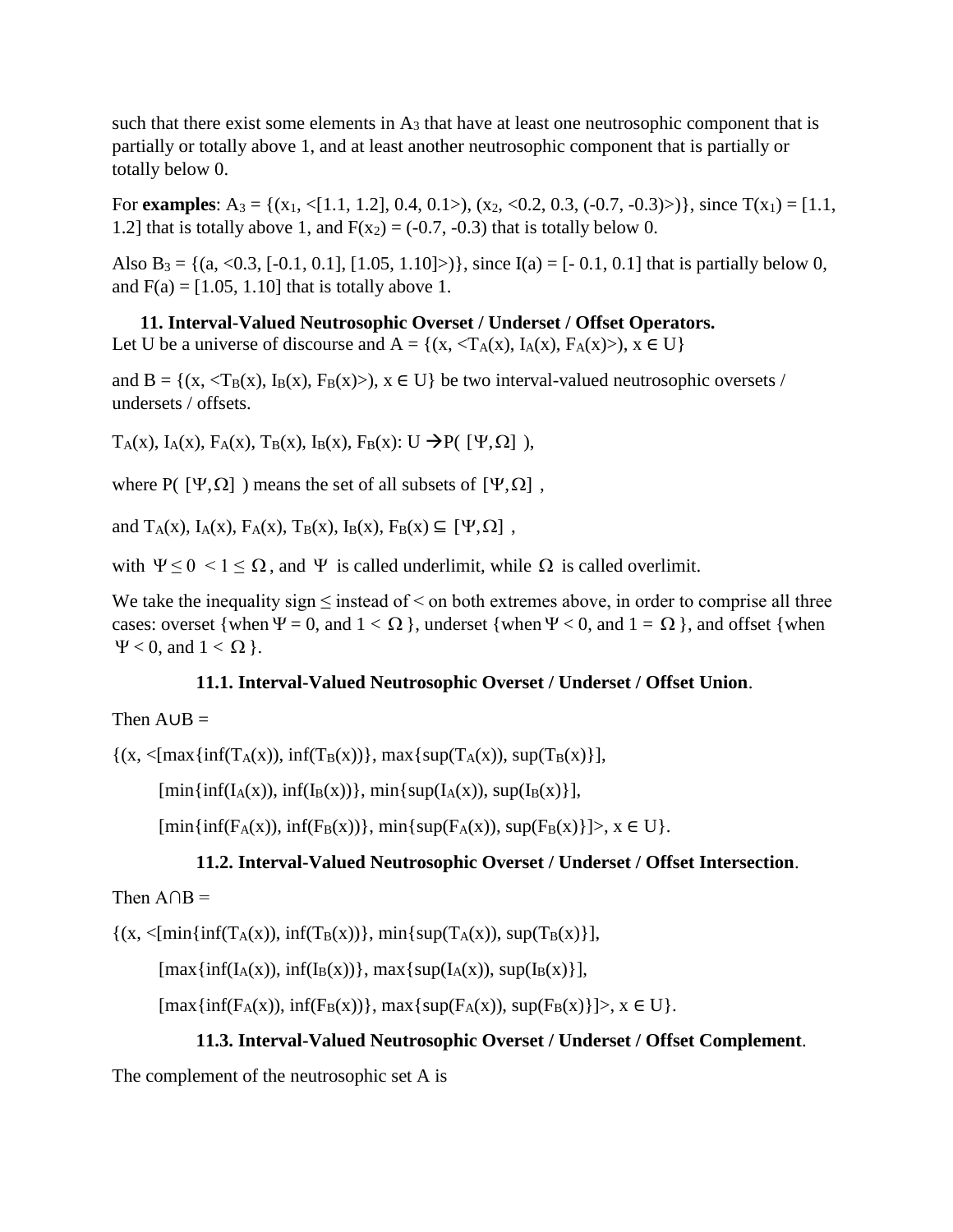such that there exist some elements in $A_3$ that have at least one neutrosophic component that is partially or totally above 1, and at least another neutrosophic component that is partially or totally below 0.

For **examples**: $A_3 = \{(x_1, <[1.1, 1.2], 0.4, 0.1>), (x_2, <0.2, 0.3, (-0.7, -0.3)>)\}$, since $T(x_1) = [1.1, 1.2]$ that is totally above 1, and $F(x_2) = (-0.7, -0.3)$ that is totally below 0.

Also $B_3 = \{(a, <0.3, [-0.1, 0.1], [1.05, 1.10]>)\}$, since $I(a) = [-0.1, 0.1]$ that is partially below 0, and $F(a) = [1.05, 1.10]$ that is totally above 1.

### 11. Interval-Valued Neutrosophic Overset / Underset / Offset Operators.

Let U be a universe of discourse and $A = \{(x, <T_A(x), I_A(x), F_A(x)>), x \in U\}$

and $B = \{(x, <T_B(x), I_B(x), F_B(x)>), x \in U\}$ be two interval-valued neutrosophic oversets / undersets / offsets.

$T_A(x), I_A(x), F_A(x), T_B(x), I_B(x), F_B(x): U \rightarrow P([\Psi, \Omega])$,

where $P([\Psi, \Omega])$ means the set of all subsets of $[\Psi, \Omega]$,

and $T_A(x), I_A(x), F_A(x), T_B(x), I_B(x), F_B(x) \subseteq [\Psi, \Omega]$,

with $\Psi \leq 0 < 1 \leq \Omega$, and $\Psi$ is called underlimit, while $\Omega$ is called overlimit.

We take the inequality sign $\leq$ instead of $<$ on both extremes above, in order to comprise all three cases: overset {when $\Psi = 0$, and $1 < \Omega$}, underset {when $\Psi < 0$, and $1 = \Omega$}, and offset {when $\Psi < 0$, and $1 < \Omega$}.

#### 11.1. Interval-Valued Neutrosophic Overset / Underset / Offset Union.

Then $A \cup B =$

$\{(x, <[\max\{\inf(T_A(x)), \inf(T_B(x))\}, \max\{\sup(T_A(x)), \sup(T_B(x)\}],$

$[\min\{\inf(I_A(x)), \inf(I_B(x))\}, \min\{\sup(I_A(x)), \sup(I_B(x)\}],$

$[\min\{\inf(F_A(x)), \inf(F_B(x))\}, \min\{\sup(F_A(x)), \sup(F_B(x)\}]>, x \in U\}.$

#### 11.2. Interval-Valued Neutrosophic Overset / Underset / Offset Intersection.

Then $A \cap B =$

$\{(x, <[\min\{\inf(T_A(x)), \inf(T_B(x))\}, \min\{\sup(T_A(x)), \sup(T_B(x)\}],$

$[\max\{\inf(I_A(x)), \inf(I_B(x))\}, \max\{\sup(I_A(x)), \sup(I_B(x)\}],$

$[\max\{\inf(F_A(x)), \inf(F_B(x))\}, \max\{\sup(F_A(x)), \sup(F_B(x)\}]>, x \in U\}.$

#### 11.3. Interval-Valued Neutrosophic Overset / Underset / Offset Complement.

The complement of the neutrosophic set A is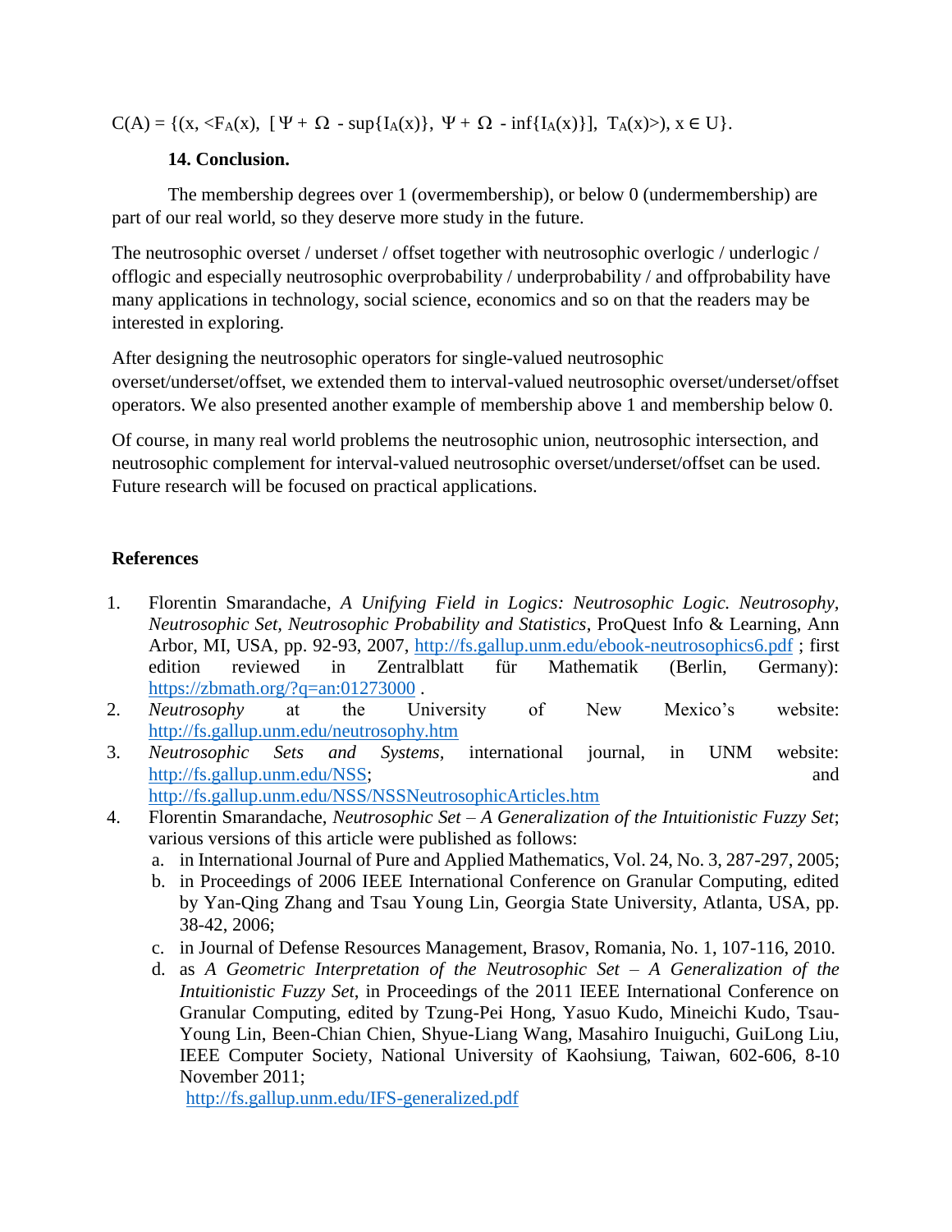$C(A) = \{(x, <F_A(x), [\Psi + \Omega - \sup\{I_A(x)\}, \Psi + \Omega - \inf\{I_A(x)\}], T_A(x)>), x \in U\}$.

## 14. Conclusion.

The membership degrees over 1 (overmembership), or below 0 (undermembership) are part of our real world, so they deserve more study in the future.

The neutrosophic overset / underset / offset together with neutrosophic overlogic / underlogic / offlogic and especially neutrosophic overprobability / underprobability / and offprobability have many applications in technology, social science, economics and so on that the readers may be interested in exploring.

After designing the neutrosophic operators for single-valued neutrosophic overset/underset/offset, we extended them to interval-valued neutrosophic overset/underset/offset operators. We also presented another example of membership above 1 and membership below 0.

Of course, in many real world problems the neutrosophic union, neutrosophic intersection, and neutrosophic complement for interval-valued neutrosophic overset/underset/offset can be used. Future research will be focused on practical applications.

## References

1. Florentin Smarandache, *A Unifying Field in Logics: Neutrosophic Logic. Neutrosophy, Neutrosophic Set, Neutrosophic Probability and Statistics*, ProQuest Info & Learning, Ann Arbor, MI, USA, pp. 92-93, 2007, http://fs.gallup.unm.edu/ebook-neutrosophics6.pdf ; first edition reviewed in Zentralblatt für Mathematik (Berlin, Germany): https://zbmath.org/?q=an:01273000 .
2. *Neutrosophy* at the University of New Mexico's website: http://fs.gallup.unm.edu/neutrosophy.htm
3. *Neutrosophic Sets and Systems*, international journal, in UNM website: http://fs.gallup.unm.edu/NSS; and http://fs.gallup.unm.edu/NSS/NSSNeutrosophicArticles.htm
4. Florentin Smarandache, *Neutrosophic Set – A Generalization of the Intuitionistic Fuzzy Set*; various versions of this article were published as follows:
   a. in International Journal of Pure and Applied Mathematics, Vol. 24, No. 3, 287-297, 2005;
   b. in Proceedings of 2006 IEEE International Conference on Granular Computing, edited by Yan-Qing Zhang and Tsau Young Lin, Georgia State University, Atlanta, USA, pp. 38-42, 2006;
   c. in Journal of Defense Resources Management, Brasov, Romania, No. 1, 107-116, 2010.
   d. as *A Geometric Interpretation of the Neutrosophic Set – A Generalization of the Intuitionistic Fuzzy Set*, in Proceedings of the 2011 IEEE International Conference on Granular Computing, edited by Tzung-Pei Hong, Yasuo Kudo, Mineichi Kudo, Tsau-Young Lin, Been-Chian Chien, Shyue-Liang Wang, Masahiro Inuiguchi, GuiLong Liu, IEEE Computer Society, National University of Kaohsiung, Taiwan, 602-606, 8-10 November 2011;
   http://fs.gallup.unm.edu/IFS-generalized.pdf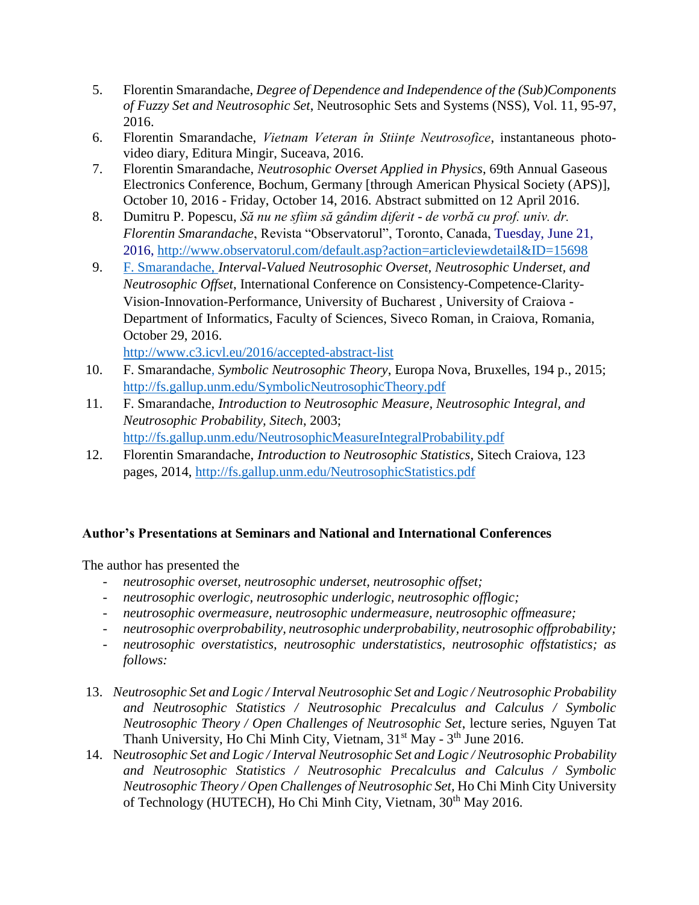5. Florentin Smarandache, *Degree of Dependence and Independence of the (Sub)Components of Fuzzy Set and Neutrosophic Set*, Neutrosophic Sets and Systems (NSS), Vol. 11, 95-97, 2016.
6. Florentin Smarandache, *Vietnam Veteran în Stiințe Neutrosofice*, instantaneous photo-video diary, Editura Mingir, Suceava, 2016.
7. Florentin Smarandache, *Neutrosophic Overset Applied in Physics*, 69th Annual Gaseous Electronics Conference, Bochum, Germany [through American Physical Society (APS)], October 10, 2016 - Friday, October 14, 2016. Abstract submitted on 12 April 2016.
8. Dumitru P. Popescu, *Să nu ne sfiim să gândim diferit - de vorbă cu prof. univ. dr. Florentin Smarandache*, Revista "Observatorul", Toronto, Canada, Tuesday, June 21, 2016, http://www.observatorul.com/default.asp?action=articleviewdetail&ID=15698
9. F. Smarandache, *Interval-Valued Neutrosophic Overset, Neutrosophic Underset, and Neutrosophic Offset*, International Conference on Consistency-Competence-Clarity-Vision-Innovation-Performance, University of Bucharest , University of Craiova - Department of Informatics, Faculty of Sciences, Siveco Roman, in Craiova, Romania, October 29, 2016.
   http://www.c3.icvl.eu/2016/accepted-abstract-list
10. F. Smarandache, *Symbolic Neutrosophic Theory*, Europa Nova, Bruxelles, 194 p., 2015; http://fs.gallup.unm.edu/SymbolicNeutrosophicTheory.pdf
11. F. Smarandache, *Introduction to Neutrosophic Measure, Neutrosophic Integral, and Neutrosophic Probability, Sitech*, 2003; http://fs.gallup.unm.edu/NeutrosophicMeasureIntegralProbability.pdf
12. Florentin Smarandache, *Introduction to Neutrosophic Statistics*, Sitech Craiova, 123 pages, 2014, http://fs.gallup.unm.edu/NeutrosophicStatistics.pdf

**Author's Presentations at Seminars and National and International Conferences**

The author has presented the

- *neutrosophic overset, neutrosophic underset, neutrosophic offset;*
- *neutrosophic overlogic, neutrosophic underlogic, neutrosophic offlogic;*
- *neutrosophic overmeasure, neutrosophic undermeasure, neutrosophic offmeasure;*
- *neutrosophic overprobability, neutrosophic underprobability, neutrosophic offprobability;*
- *neutrosophic overstatistics, neutrosophic understatistics, neutrosophic offstatistics; as follows:*

13. *Neutrosophic Set and Logic / Interval Neutrosophic Set and Logic / Neutrosophic Probability and Neutrosophic Statistics / Neutrosophic Precalculus and Calculus / Symbolic Neutrosophic Theory / Open Challenges of Neutrosophic Set*, lecture series, Nguyen Tat Thanh University, Ho Chi Minh City, Vietnam, 31st May - 3th June 2016.
14. N*eutrosophic Set and Logic / Interval Neutrosophic Set and Logic / Neutrosophic Probability and Neutrosophic Statistics / Neutrosophic Precalculus and Calculus / Symbolic Neutrosophic Theory / Open Challenges of Neutrosophic Set*, Ho Chi Minh City University of Technology (HUTECH), Ho Chi Minh City, Vietnam, 30th May 2016.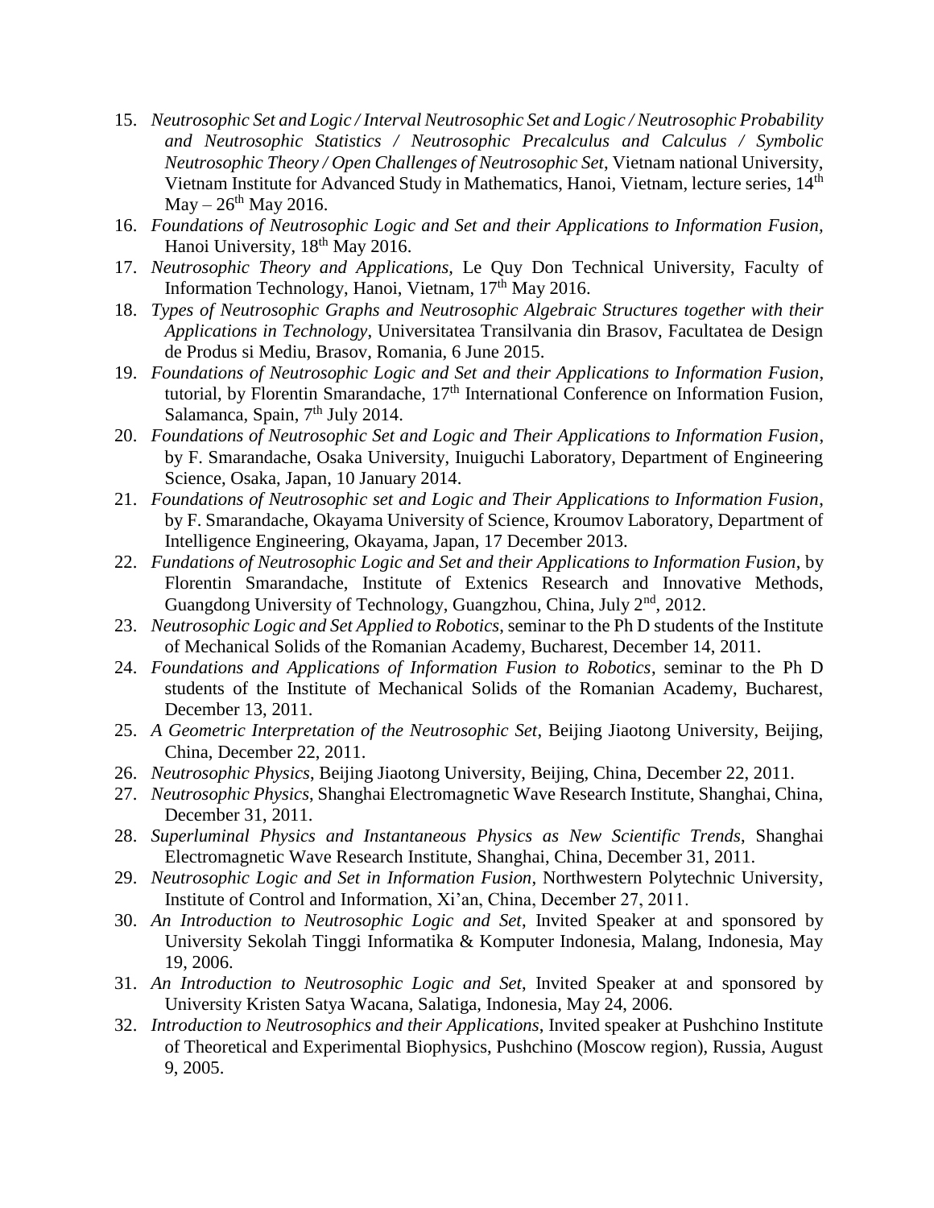15. *Neutrosophic Set and Logic / Interval Neutrosophic Set and Logic / Neutrosophic Probability and Neutrosophic Statistics / Neutrosophic Precalculus and Calculus / Symbolic Neutrosophic Theory / Open Challenges of Neutrosophic Set*, Vietnam national University, Vietnam Institute for Advanced Study in Mathematics, Hanoi, Vietnam, lecture series, 14th May – 26th May 2016.
16. *Foundations of Neutrosophic Logic and Set and their Applications to Information Fusion,* Hanoi University, 18th May 2016.
17. *Neutrosophic Theory and Applications,* Le Quy Don Technical University, Faculty of Information Technology, Hanoi, Vietnam, 17th May 2016.
18. *Types of Neutrosophic Graphs and Neutrosophic Algebraic Structures together with their Applications in Technology*, Universitatea Transilvania din Brasov, Facultatea de Design de Produs si Mediu, Brasov, Romania, 6 June 2015.
19. *Foundations of Neutrosophic Logic and Set and their Applications to Information Fusion*, tutorial, by Florentin Smarandache, 17th International Conference on Information Fusion, Salamanca, Spain, 7th July 2014.
20. *Foundations of Neutrosophic Set and Logic and Their Applications to Information Fusion*, by F. Smarandache, Osaka University, Inuiguchi Laboratory, Department of Engineering Science, Osaka, Japan, 10 January 2014.
21. *Foundations of Neutrosophic set and Logic and Their Applications to Information Fusion*, by F. Smarandache, Okayama University of Science, Kroumov Laboratory, Department of Intelligence Engineering, Okayama, Japan, 17 December 2013.
22. *Fundations of Neutrosophic Logic and Set and their Applications to Information Fusion*, by Florentin Smarandache, Institute of Extenics Research and Innovative Methods, Guangdong University of Technology, Guangzhou, China, July 2nd, 2012.
23. *Neutrosophic Logic and Set Applied to Robotics*, seminar to the Ph D students of the Institute of Mechanical Solids of the Romanian Academy, Bucharest, December 14, 2011.
24. *Foundations and Applications of Information Fusion to Robotics*, seminar to the Ph D students of the Institute of Mechanical Solids of the Romanian Academy, Bucharest, December 13, 2011.
25. *A Geometric Interpretation of the Neutrosophic Set*, Beijing Jiaotong University, Beijing, China, December 22, 2011.
26. *Neutrosophic Physics*, Beijing Jiaotong University, Beijing, China, December 22, 2011.
27. *Neutrosophic Physics*, Shanghai Electromagnetic Wave Research Institute, Shanghai, China, December 31, 2011.
28. *Superluminal Physics and Instantaneous Physics as New Scientific Trends*, Shanghai Electromagnetic Wave Research Institute, Shanghai, China, December 31, 2011.
29. *Neutrosophic Logic and Set in Information Fusion*, Northwestern Polytechnic University, Institute of Control and Information, Xi'an, China, December 27, 2011.
30. *An Introduction to Neutrosophic Logic and Set*, Invited Speaker at and sponsored by University Sekolah Tinggi Informatika & Komputer Indonesia, Malang, Indonesia, May 19, 2006.
31. *An Introduction to Neutrosophic Logic and Set*, Invited Speaker at and sponsored by University Kristen Satya Wacana, Salatiga, Indonesia, May 24, 2006.
32. *Introduction to Neutrosophics and their Applications*, Invited speaker at Pushchino Institute of Theoretical and Experimental Biophysics, Pushchino (Moscow region), Russia, August 9, 2005.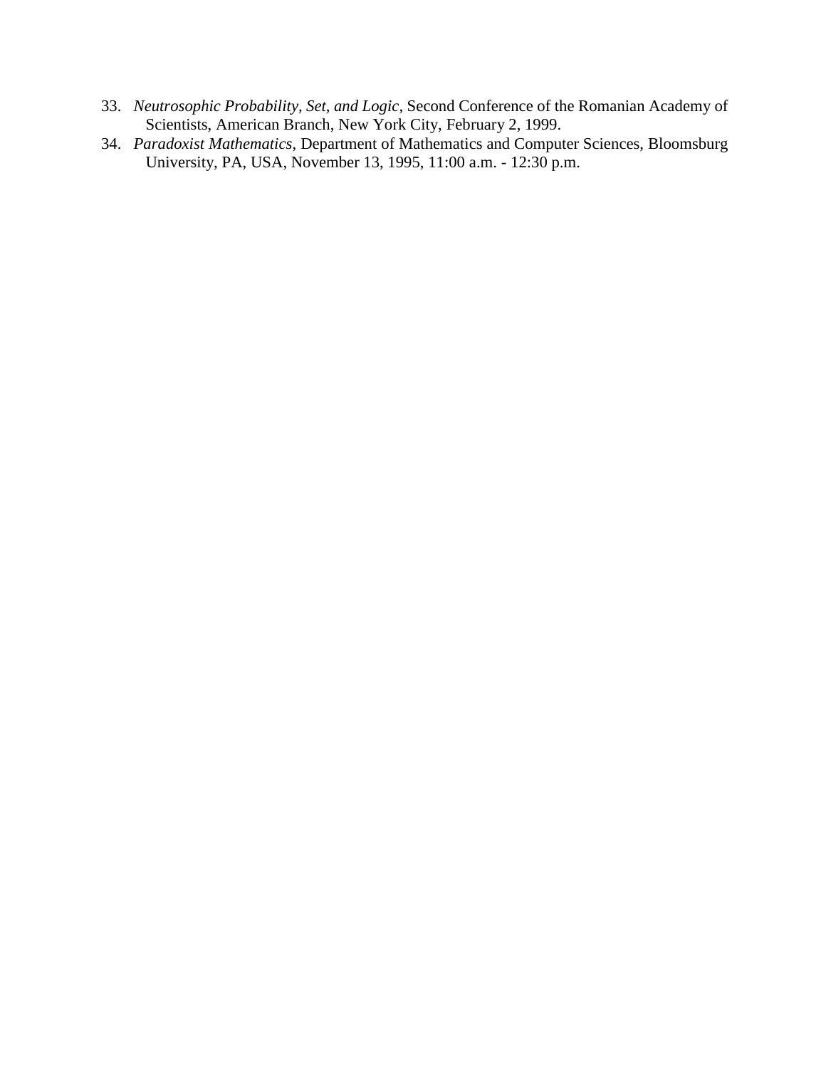33. *Neutrosophic Probability, Set, and Logic*, Second Conference of the Romanian Academy of Scientists, American Branch, New York City, February 2, 1999.
34. *Paradoxist Mathematics*, Department of Mathematics and Computer Sciences, Bloomsburg University, PA, USA, November 13, 1995, 11:00 a.m. - 12:30 p.m.